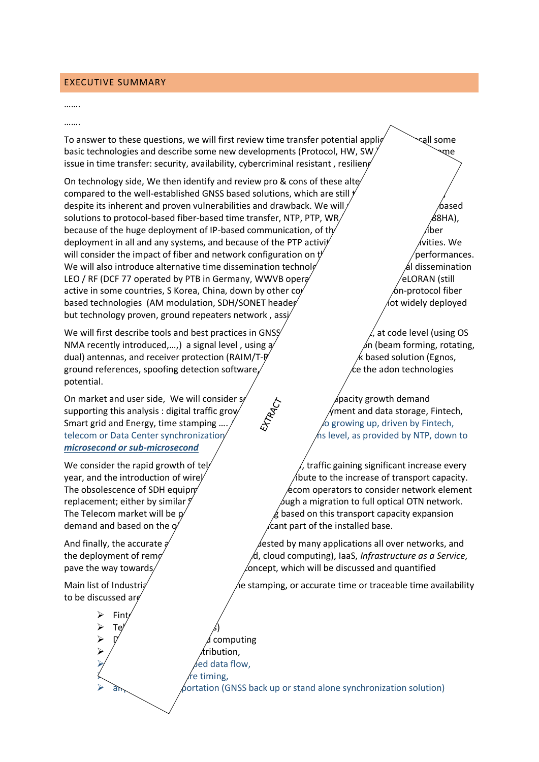## EXECUTIVE SUMMARY

…….

…….

To answer to these questions, we will first review time transfer potential applic … call some basic technologies and describe some new developments (Protocol, HW, SW … me issue in time transfer: security, availability, cybercriminal resistant , resilienc…

On technology side, We then identify and review pro & cons of these alte… compared to the well-established GNSS based solutions, which are still t… despite its inherent and proven vulnerabilities and drawback. We will … based solutions to protocol-based fiber-based time transfer, NTP, PTP, WR… 88HA), because of the huge deployment of IP-based communication, of th… iber deployment in all and any systems, and because of the PTP activit… ivities. We will consider the impact of fiber and network configuration on t… performances. We will also introduce alternative time dissemination technolo… al dissemination LEO / RF (DCF 77 operated by PTB in Germany, WWVB opera… eLORAN (still active in some countries, S Korea, China, down by other co… on-protocol fiber based technologies (AM modulation, SDH/SONET header… ot widely deployed but technology proven, ground repeaters network , assi…

We will first describe tools and best practices in GNSS… , at code level (using OS NMA recently introduced,…,) a signal level , using a… on (beam forming, rotating, dual) antennas, and receiver protection (RAIM/T-R… k based solution (Egnos, ground references, spoofing detection software,… ce the adon technologies potential.

On market and user side, We will consider s… apacity growth demand supporting this analysis : digital traffic grow… yment and data storage, Fintech, Smart grid and Energy, time stamping …. … o growing up, driven by Fintech, telecom or Data Center synchronization … ns level, as provided by NTP, down to ***microsecond or sub-microsecond***

We consider the rapid growth of tel… , traffic gaining significant increase every year, and the introduction of wirel… ibute to the increase of transport capacity. The obsolescence of SDH equipm… ecom operators to consider network element replacement; either by similar S… ough a migration to full optical OTN network. The Telecom market will be p… g based on this transport capacity expansion demand and based on the o… icant part of the installed base.

And finally, the accurate a… uested by many applications all over networks, and the deployment of remo… d, cloud computing), IaaS, *Infrastructure as a Service*, pave the way towards… oncept, which will be discussed and quantified

Main list of Industria… e stamping, or accurate time or traceable time availability to be discussed are…

- Fint…
- Te… s)
- D… d computing
- … tribution,
- … ed data flow,
- … re timing,
- an… portation (GNSS back up or stand alone synchronization solution)

EXTRACT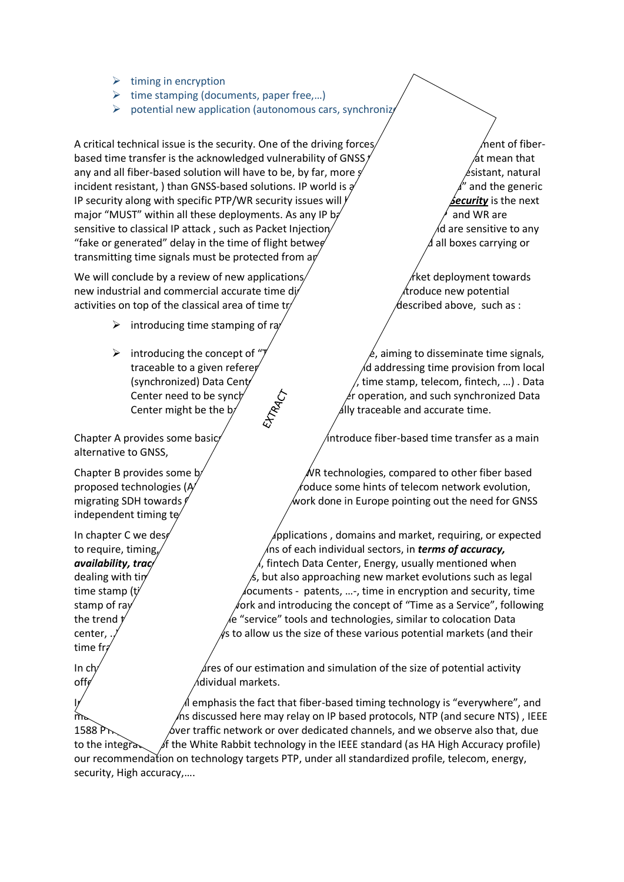- timing in encryption
- time stamping (documents, paper free,…)
- potential new application (autonomous cars, synchroniz

A critical technical issue is the security. One of the driving forces ment of fiber-based time transfer is the acknowledged vulnerability of GNSS at mean that any and all fiber-based solution will have to be, by far, more sistant, natural incident resistant, ) than GNSS-based solutions. IP world is " and the generic IP security along with specific PTP/WR security issues will ***Security*** is the next major "MUST" within all these deployments. As any IP b and WR are sensitive to classical IP attack , such as Packet Injection d are sensitive to any "fake or generated" delay in the time of flight betwe all boxes carrying or transmitting time signals must be protected from a

We will conclude by a review of new applications rket deployment towards new industrial and commercial accurate time di troduce new potential activities on top of the classical area of time tr described above, such as :

- introducing time stamping of ra
- introducing the concept of " , aiming to disseminate time signals, traceable to a given refere d addressing time provision from local (synchronized) Data Cent , time stamp, telecom, fintech, …) . Data Center need to be synch r operation, and such synchronized Data Center might be the b lly traceable and accurate time.

Chapter A provides some basic introduce fiber-based time transfer as a main alternative to GNSS,

Chapter B provides some b WR technologies, compared to other fiber based proposed technologies (A roduce some hints of telecom network evolution, migrating SDH towards work done in Europe pointing out the need for GNSS independent timing te

In chapter C we des applications , domains and market, requiring, or expected to require, timing, ns of each individual sectors, in ***terms of accuracy, availability, trac*** , fintech Data Center, Energy, usually mentioned when dealing with tim , but also approaching new market evolutions such as legal time stamp (t ocuments - patents, …-, time in encryption and security, time stamp of ra ork and introducing the concept of "Time as a Service", following the trend e "service" tools and technologies, similar to colocation Data center, .. s to allow us the size of these various potential markets (and their time fr

In ch res of our estimation and simulation of the size of potential activity off dividual markets.

I l emphasis the fact that fiber-based timing technology is "everywhere", and m ns discussed here may relay on IP based protocols, NTP (and secure NTS) , IEEE 1588 P over traffic network or over dedicated channels, and we observe also that, due to the integra f the White Rabbit technology in the IEEE standard (as HA High Accuracy profile) our recommendation on technology targets PTP, under all standardized profile, telecom, energy, security, High accuracy,….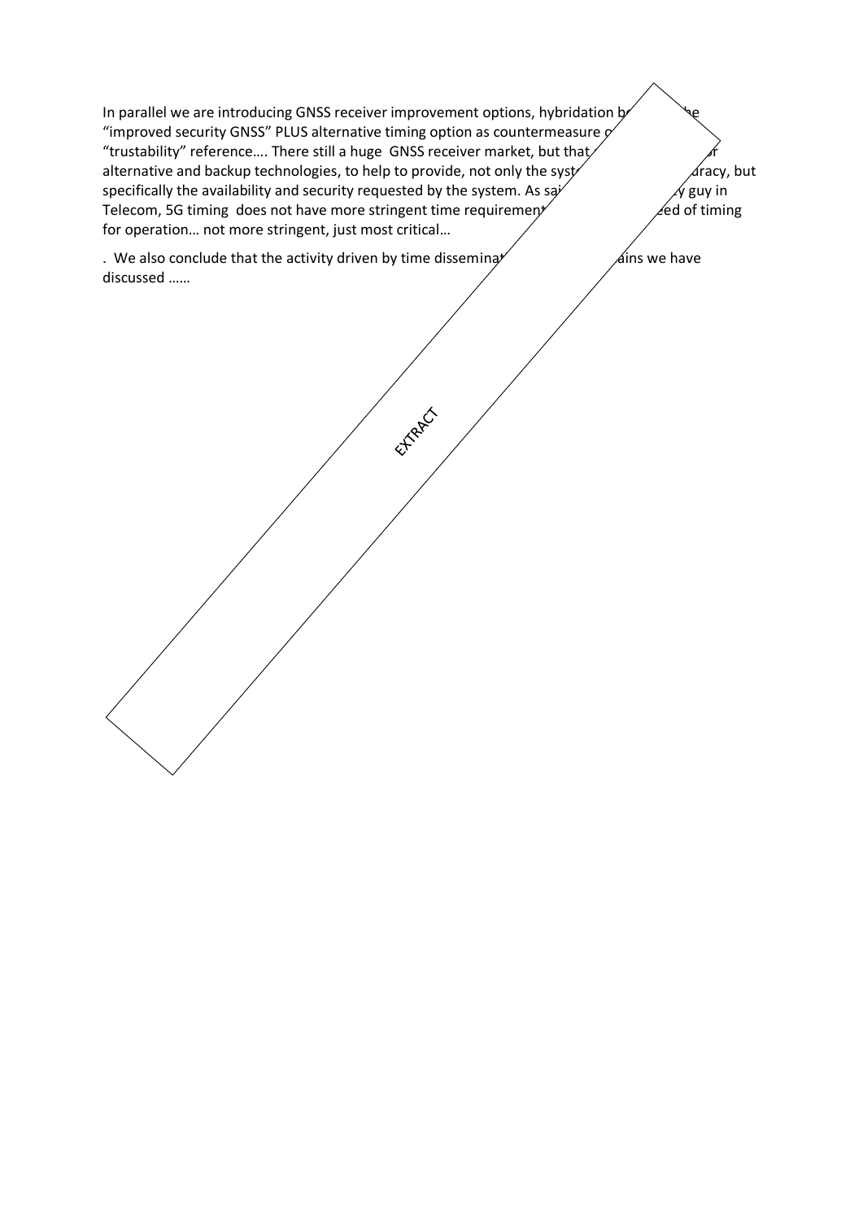In parallel we are introducing GNSS receiver improvement options, hybridation b "improved security GNSS" PLUS alternative timing option as countermeasure o "trustability" reference…. There still a huge GNSS receiver market, but that alternative and backup technologies, to help to provide, not only the syst uracy, but specifically the availability and security requested by the system. As sa y guy in Telecom, 5G timing does not have more stringent time requirement eed of timing for operation… not more stringent, just most critical…

. We also conclude that the activity driven by time dissemina ains we have discussed ……

EXTRACT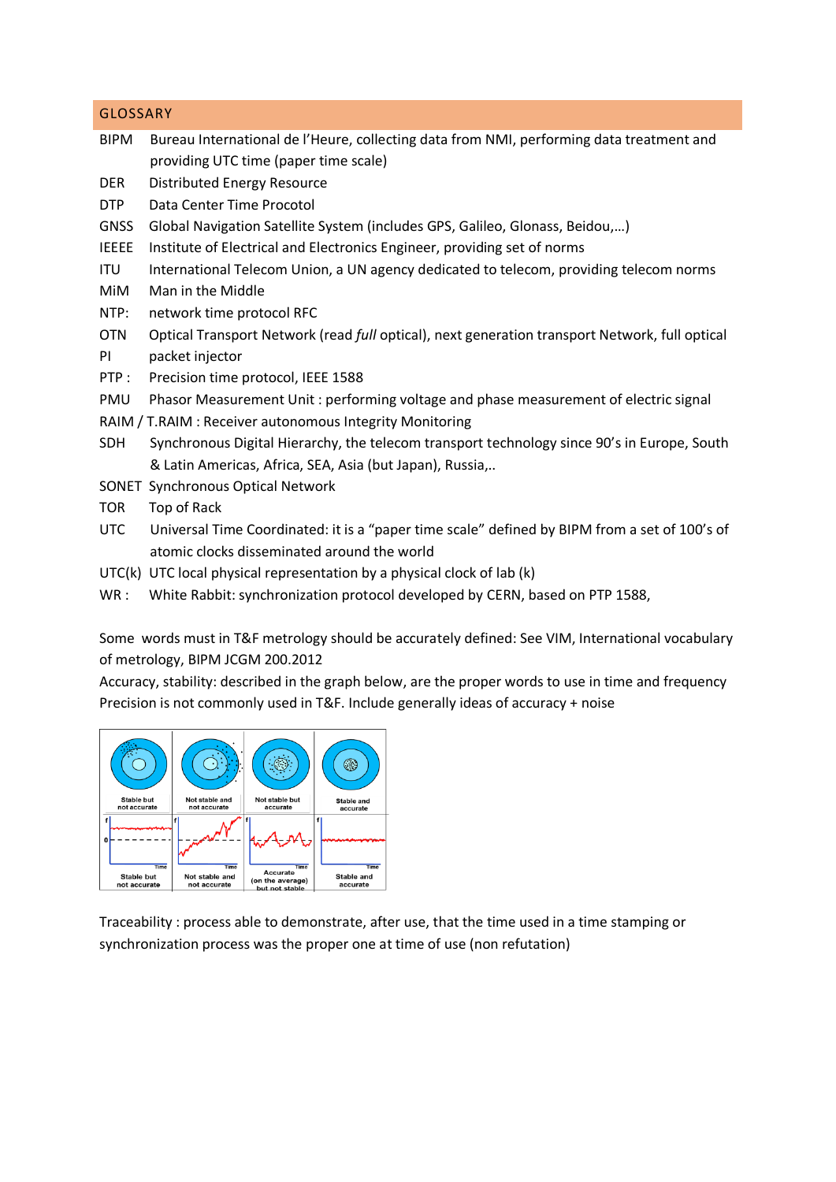## GLOSSARY

| | |
|---|---|
| BIPM | Bureau International de l'Heure, collecting data from NMI, performing data treatment and providing UTC time (paper time scale) |
| DER | Distributed Energy Resource |
| DTP | Data Center Time Procotol |
| GNSS | Global Navigation Satellite System (includes GPS, Galileo, Glonass, Beidou,…) |
| IEEEE | Institute of Electrical and Electronics Engineer, providing set of norms |
| ITU | International Telecom Union, a UN agency dedicated to telecom, providing telecom norms |
| MiM | Man in the Middle |
| NTP: | network time protocol RFC |
| OTN | Optical Transport Network (read *full* optical), next generation transport Network, full optical |
| PI | packet injector |
| PTP : | Precision time protocol, IEEE 1588 |
| PMU | Phasor Measurement Unit : performing voltage and phase measurement of electric signal |
| RAIM / T.RAIM : | Receiver autonomous Integrity Monitoring |
| SDH | Synchronous Digital Hierarchy, the telecom transport technology since 90's in Europe, South & Latin Americas, Africa, SEA, Asia (but Japan), Russia,.. |
| SONET | Synchronous Optical Network |
| TOR | Top of Rack |
| UTC | Universal Time Coordinated: it is a "paper time scale" defined by BIPM from a set of 100's of atomic clocks disseminated around the world |
| UTC(k) | UTC local physical representation by a physical clock of lab (k) |
| WR : | White Rabbit: synchronization protocol developed by CERN, based on PTP 1588, |

Some words must in T&F metrology should be accurately defined: See VIM, International vocabulary of metrology, BIPM JCGM 200.2012

Accuracy, stability: described in the graph below, are the proper words to use in time and frequency

Precision is not commonly used in T&F. Include generally ideas of accuracy + noise

Traceability : process able to demonstrate, after use, that the time used in a time stamping or synchronization process was the proper one at time of use (non refutation)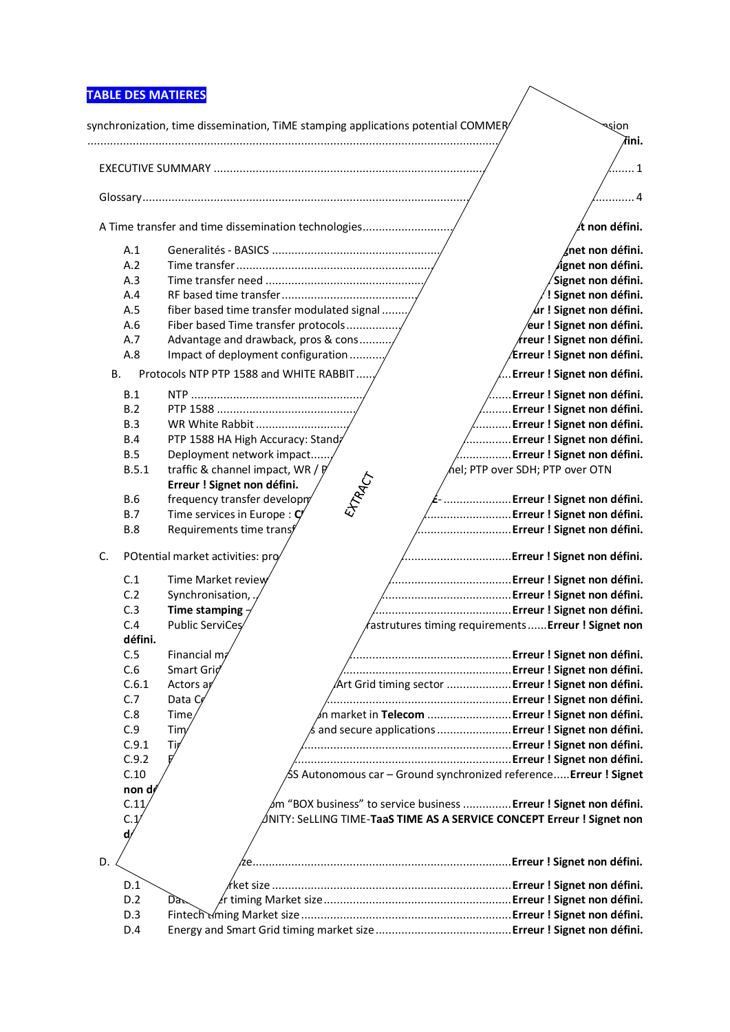**TABLE DES MATIERES**

synchronization, time dissemination, TiME stamping applications potential COMMER ... sion ... fini.

EXECUTIVE SUMMARY ... 1

Glossary ... 4

A Time transfer and time dissemination technologies ... t non défini.

- A.1 Generalités - BASICS ... gnet non défini.
- A.2 Time transfer ... ignet non défini.
- A.3 Time transfer need ... Signet non défini.
- A.4 RF based time transfer ... ! Signet non défini.
- A.5 fiber based time transfer modulated signal ... ur ! Signet non défini.
- A.6 Fiber based Time transfer protocols ... eur ! Signet non défini.
- A.7 Advantage and drawback, pros & cons ... rreur ! Signet non défini.
- A.8 Impact of deployment configuration ... Erreur ! Signet non défini.

B. Protocols NTP PTP 1588 and WHITE RABBIT ... Erreur ! Signet non défini.

- B.1 NTP ... Erreur ! Signet non défini.
- B.2 PTP 1588 ... Erreur ! Signet non défini.
- B.3 WR White Rabbit ... Erreur ! Signet non défini.
- B.4 PTP 1588 HA High Accuracy: Stand ... Erreur ! Signet non défini.
- B.5 Deployment network impact ... Erreur ! Signet non défini.
- B.5.1 traffic & channel impact, WR / P ... nel; PTP over SDH; PTP over OTN **Erreur ! Signet non défini.**
- B.6 frequency transfer developm ... E- ... Erreur ! Signet non défini.
- B.7 Time services in Europe : C ... Erreur ! Signet non défini.
- B.8 Requirements time trans ... Erreur ! Signet non défini.

C. POtential market activities: pro ... Erreur ! Signet non défini.

- C.1 Time Market review ... Erreur ! Signet non défini.
- C.2 Synchronisation, ... Erreur ! Signet non défini.
- C.3 **Time stamping** – ... Erreur ! Signet non défini.
- C.4 Public ServiCes ... rastrutures timing requirements ... **Erreur ! Signet non défini.**
- C.5 Financial m ... Erreur ! Signet non défini.
- C.6 Smart Grid ... Erreur ! Signet non défini.
- C.6.1 Actors a ... Art Grid timing sector ... Erreur ! Signet non défini.
- C.7 Data C ... Erreur ! Signet non défini.
- C.8 Time ... n market in **Telecom** ... Erreur ! Signet non défini.
- C.9 Tim ... s and secure applications ... Erreur ! Signet non défini.
- C.9.1 Ti ... Erreur ! Signet non défini.
- C.9.2 F ... Erreur ! Signet non défini.
- C.10 ... SS Autonomous car – Ground synchronized reference ... **Erreur ! Signet non d**
- C.11 ... m "BOX business" to service business ... Erreur ! Signet non défini.
- C.1 ... UNITY: SeLLING TIME-**TaaS TIME AS A SERVICE CONCEPT Erreur ! Signet non d**

D. ... ze ... Erreur ! Signet non défini.

- D.1 ... rket size ... Erreur ! Signet non défini.
- D.2 Da ... r timing Market size ... Erreur ! Signet non défini.
- D.3 Fintech timing Market size ... Erreur ! Signet non défini.
- D.4 Energy and Smart Grid timing market size ... Erreur ! Signet non défini.

EXTRACT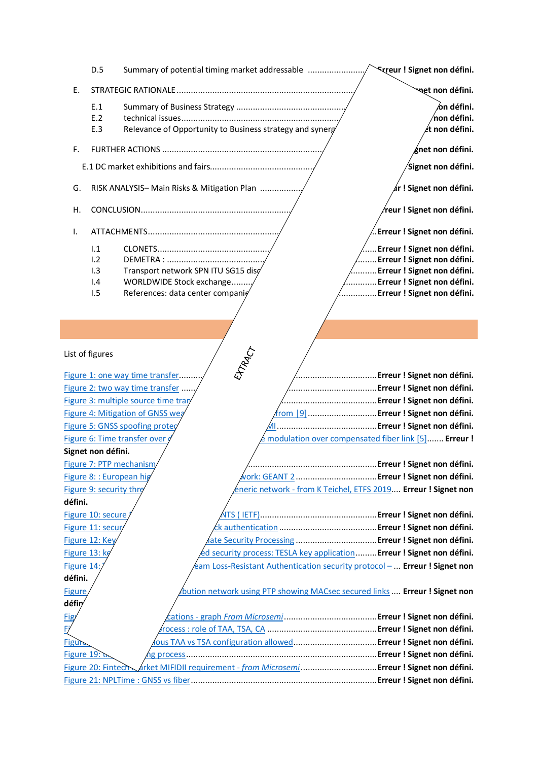D.5 Summary of potential timing market addressable ........................ Erreur ! Signet non défini.

E. STRATEGIC RATIONALE ............................................................................ net non défini.

E.1 Summary of Business Strategy .............................................. on défini.
E.2 technical issues .......................................................................... non défini.
E.3 Relevance of Opportunity to Business strategy and synerg ... t non défini.

F. FURTHER ACTIONS ................................................................. gnet non défini.

E.1 DC market exhibitions and fairs............................................ Signet non défini.

G. RISK ANALYSIS– Main Risks & Mitigation Plan ................. r ! Signet non défini.

H. CONCLUSION.......................................................................... reur ! Signet non défini.

I. ATTACHMENTS........................................................................ ..Erreur ! Signet non défini.

I.1 CLONETS.............................................................................. .....Erreur ! Signet non défini.
I.2 DEMETRA : ......................................................................... ........Erreur ! Signet non défini.
I.3 Transport network SPN ITU SG15 disc ................................ ..........Erreur ! Signet non défini.
I.4 WORLDWIDE Stock exchange........ .............Erreur ! Signet non défini.
I.5 References: data center companie ...............Erreur ! Signet non défini.

EXTRACT

List of figures

Figure 1: one way time transfer.......... .................................Erreur ! Signet non défini.
Figure 2: two way time transfer ..... ....................................Erreur ! Signet non défini.
Figure 3: multiple source time tran ........................................Erreur ! Signet non défini.
Figure 4: Mitigation of GNSS wea from [9] ............................Erreur ! Signet non défini.
Figure 5: GNSS spoofing protec MI.........................................Erreur ! Signet non défini.
Figure 6: Time transfer over e modulation over compensated fiber link [5]....... Erreur ! Signet non défini.
Figure 7: PTP mechanism ......................................................Erreur ! Signet non défini.
Figure 8: : European hig work: GEANT 2 .................................Erreur ! Signet non défini.
Figure 9: security thre eneric network - from K Teichel, ETFS 2019.... Erreur ! Signet non défini.
Figure 10: secure NTS ( IETF)................................................Erreur ! Signet non défini.
Figure 11: secur ck authentication .........................................Erreur ! Signet non défini.
Figure 12: Key iate Security Processing .................................Erreur ! Signet non défini.
Figure 13: ke ed security process: TESLA key application.........Erreur ! Signet non défini.
Figure 14: eam Loss-Resistant Authentication security protocol – ... Erreur ! Signet non défini.
Figure bution network using PTP showing MACsec secured links .... Erreur ! Signet non défin
Fig cations - graph *From Microsemi*.......................................Erreur ! Signet non défini.
F process : role of TAA, TSA, CA .............................................Erreur ! Signet non défini.
Figur ious TAA vs TSA configuration allowed...........................Erreur ! Signet non défini.
Figure 19: ng process.............................................................Erreur ! Signet non défini.
Figure 20: Fintech arket MIFIDII requirement - *from Microsemi*...Erreur ! Signet non défini.
Figure 21: NPLTime : GNSS vs fiber..........................................Erreur ! Signet non défini.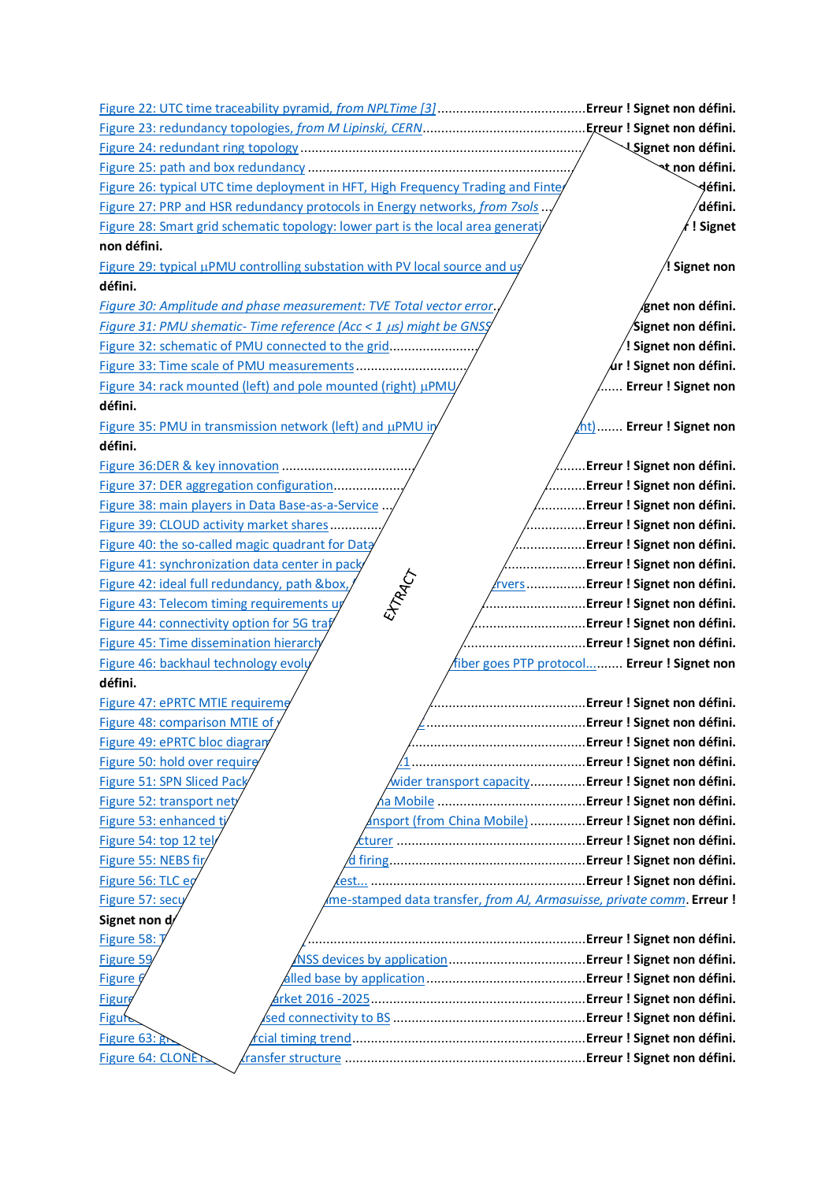Figure 22: UTC time traceability pyramid, *from NPLTime [3]* ........................................ Erreur ! Signet non défini.
Figure 23: redundancy topologies, *from M Lipinski, CERN* ........................................... Erreur ! Signet non défini.
Figure 24: redundant ring topology ........................................................................... ! Signet non défini.
Figure 25: path and box redundancy ....................................................................... t non défini.
Figure 26: typical UTC time deployment in HFT, High Frequency Trading and Finte défini.
Figure 27: PRP and HSR redundancy protocols in Energy networks, *from 7sols* ... défini.
Figure 28: Smart grid schematic topology: lower part is the local area generati ! Signet non défini.
Figure 29: typical µPMU controlling substation with PV local source and us ! Signet non défini.
*Figure 30: Amplitude and phase measurement: TVE Total vector error* . gnet non défini.
*Figure 31: PMU shematic- Time reference (Acc < 1 µs) might be GNSS* Signet non défini.
Figure 32: schematic of PMU connected to the grid ........................ ! Signet non défini.
Figure 33: Time scale of PMU measurements ............................... ur ! Signet non défini.
Figure 34: rack mounted (left) and pole mounted (right) µPMU ...... Erreur ! Signet non défini.
Figure 35: PMU in transmission network (left) and µPMU in ht) ....... Erreur ! Signet non défini.
Figure 36:DER & key innovation ....................................... ....... Erreur ! Signet non défini.
Figure 37: DER aggregation configuration .................. ........ Erreur ! Signet non défini.
Figure 38: main players in Data Base-as-a-Service ... ............ Erreur ! Signet non défini.
Figure 39: CLOUD activity market shares ............. ............... Erreur ! Signet non défini.
Figure 40: the so-called magic quadrant for Data ................... Erreur ! Signet non défini.
Figure 41: synchronization data center in pack ...................... Erreur ! Signet non défini.
Figure 42: ideal full redundancy, path &box, rvers ................ Erreur ! Signet non défini.
Figure 43: Telecom timing requirements u ........................... Erreur ! Signet non défini.
Figure 44: connectivity option for 5G traf ............................. Erreur ! Signet non défini.
Figure 45: Time dissemination hierarch ................................ Erreur ! Signet non défini.
Figure 46: backhaul technology evolu fiber goes PTP protocol ......... Erreur ! Signet non défini.
Figure 47: ePRTC MTIE requireme ........................................ Erreur ! Signet non défini.
Figure 48: comparison MTIE of ............................................. Erreur ! Signet non défini.
Figure 49: ePRTC bloc diagram ............................................. Erreur ! Signet non défini.
Figure 50: hold over require 1 ............................................... Erreur ! Signet non défini.
Figure 51: SPN Sliced Pack wider transport capacity ............... Erreur ! Signet non défini.
Figure 52: transport net na Mobile ......................................... Erreur ! Signet non défini.
Figure 53: enhanced ti ansport (from China Mobile) ............... Erreur ! Signet non défini.
Figure 54: top 12 tel cturer .................................................... Erreur ! Signet non défini.
Figure 55: NEBS fir d firing .................................................... Erreur ! Signet non défini.
Figure 56: TLC eq est... ......................................................... Erreur ! Signet non défini.
Figure 57: secu me-stamped data transfer, *from AJ, Armasuisse, private comm*. Erreur ! Signet non défini.
Figure 58: T ............................................................................ Erreur ! Signet non défini.
Figure 59 NSS devices by application ..................................... Erreur ! Signet non défini.
Figure 6 alled base by application .......................................... Erreur ! Signet non défini.
Figure arket 2016 -2025 ......................................................... Erreur ! Signet non défini.
Figur sed connectivity to BS .................................................. Erreur ! Signet non défini.
Figure 63: gr rcial timing trend ............................................... Erreur ! Signet non défini.
Figure 64: CLONET transfer structure .................................... Erreur ! Signet non défini.

EXTRACT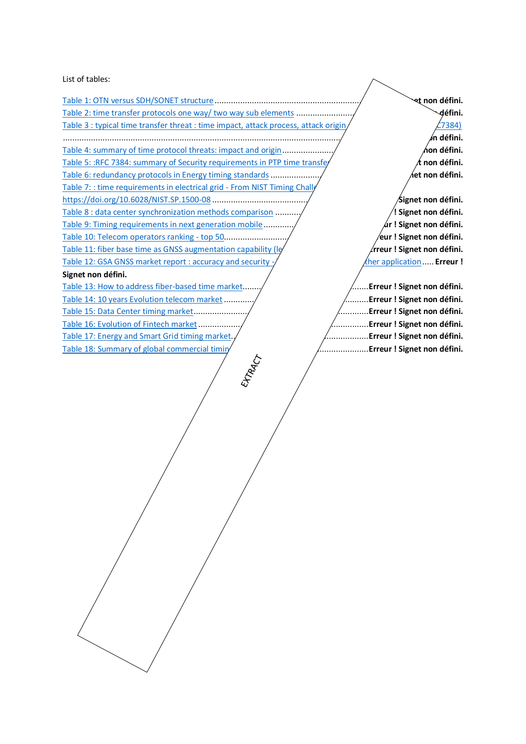List of tables:

Table 1: OTN versus SDH/SONET structure ............................................................... et non défini.

Table 2: time transfer protocols one way/ two way sub elements ......................... défini.

Table 3 : typical time transfer threat : time impact, attack process, attack origin 7384)

........................................................................................................................... n défini.

Table 4: summary of time protocol threats: impact and origin ...................... non défini.

Table 5: :RFC 7384: summary of Security requirements in PTP time transfe t non défini.

Table 6: redundancy protocols in Energy timing standards ..................... et non défini.

Table 7: : time requirements in electrical grid - From NIST Timing Chall

https://doi.org/10.6028/NIST.SP.1500-08 ......................................... Signet non défini.

Table 8 : data center synchronization methods comparison ........... ! Signet non défini.

Table 9: Timing requirements in next generation mobile ............ ur ! Signet non défini.

Table 10: Telecom operators ranking - top 50........................... eur ! Signet non défini.

Table 11: fiber base time as GNSS augmentation capability (le rreur ! Signet non défini.

Table 12: GSA GNSS market report : accuracy and security - ther application..... Erreur !

Signet non défini.

Table 13: How to address fiber-based time market........ .......Erreur ! Signet non défini.

Table 14: 10 years Evolution telecom market ............ .........Erreur ! Signet non défini.

Table 15: Data Center timing market........................ ............Erreur ! Signet non défini.

Table 16: Evolution of Fintech market .................... ...............Erreur ! Signet non défini.

Table 17: Energy and Smart Grid timing market.. .................Erreur ! Signet non défini.

Table 18: Summary of global commercial timin ....................Erreur ! Signet non défini.

EXTRACT